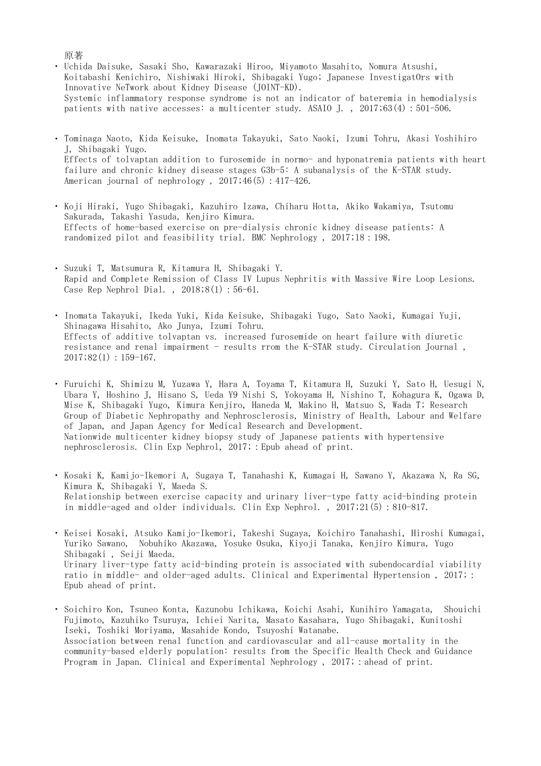原著

- Uchida Daisuke, Sasaki Sho, Kawarazaki Hiroo, Miyamoto Masahito, Nomura Atsushi, Koitabashi Kenichiro, Nishiwaki Hiroki, Shibagaki Yugo; Japanese InvestigatOrs with Innovative NeTwork about Kidney Disease (JOINT-KD).
  Systemic inflammatory response syndrome is not an indicator of bateremia in hemodialysis patients with native accesses: a multicenter study. ASAIO J. , 2017;63(4)：501-506.

- Tominaga Naoto, Kida Keisuke, Inomata Takayuki, Sato Naoki, Izumi Tohru, Akasi Yoshihiro J, Shibagaki Yugo.
  Effects of tolvaptan addition to furosemide in normo- and hyponatremia patients with heart failure and chronic kidney disease stages G3b-5: A subanalysis of the K-STAR study. American journal of nephrology , 2017;46(5)：417-426.

- Koji Hiraki, Yugo Shibagaki, Kazuhiro Izawa, Chiharu Hotta, Akiko Wakamiya, Tsutomu Sakurada, Takashi Yasuda, Kenjiro Kimura.
  Effects of home-based exercise on pre-dialysis chronic kidney disease patients: A randomized pilot and feasibility trial. BMC Nephrology , 2017;18：198.

- Suzuki T, Matsumura R, Kitamura H, Shibagaki Y.
  Rapid and Complete Remission of Class IV Lupus Nephritis with Massive Wire Loop Lesions. Case Rep Nephrol Dial. , 2018;8(1)：56-61.

- Inomata Takayuki, Ikeda Yuki, Kida Keisuke, Shibagaki Yugo, Sato Naoki, Kumagai Yuji, Shinagawa Hisahito, Ako Junya, Izumi Tohru.
  Effects of additive tolvaptan vs. increased furosemide on heart failure with diuretic resistance and renal impairment - results rrom the K-STAR study. Circulation Journal , 2017;82(1)：159-167.

- Furuichi K, Shimizu M, Yuzawa Y, Hara A, Toyama T, Kitamura H, Suzuki Y, Sato H, Uesugi N, Ubara Y, Hoshino J, Hisano S, Ueda Y9 Nishi S, Yokoyama H, Nishino T, Kohagura K, Ogawa D, Mise K, Shibagaki Yugo, Kimura Kenjiro, Haneda M, Makino H, Matsuo S, Wada T; Research Group of Diabetic Nephropathy and Nephrosclerosis, Ministry of Health, Labour and Welfare of Japan, and Japan Agency for Medical Research and Development.
  Nationwide multicenter kidney biopsy study of Japanese patients with hypertensive nephrosclerosis. Clin Exp Nephrol, 2017;：Epub ahead of print.

- Kosaki K, Kamijo-Ikemori A, Sugaya T, Tanahashi K, Kumagai H, Sawano Y, Akazawa N, Ra SG, Kimura K, Shibagaki Y, Maeda S.
  Relationship between exercise capacity and urinary liver-type fatty acid-binding protein in middle-aged and older individuals. Clin Exp Nephrol. , 2017;21(5)：810-817.

- Keisei Kosaki, Atsuko Kamijo-Ikemori, Takeshi Sugaya, Koichiro Tanahashi, Hiroshi Kumagai, Yuriko Sawano, Nobuhiko Akazawa, Yosuke Osuka, Kiyoji Tanaka, Kenjiro Kimura, Yugo Shibagaki , Seiji Maeda.
  Urinary liver-type fatty acid-binding protein is associated with subendocardial viability ratio in middle- and older-aged adults. Clinical and Experimental Hypertension , 2017;：Epub ahead of print.

- Soichiro Kon, Tsuneo Konta, Kazunobu Ichikawa, Koichi Asahi, Kunihiro Yamagata, Shouichi Fujimoto, Kazuhiko Tsuruya, Ichiei Narita, Masato Kasahara, Yugo Shibagaki, Kunitoshi Iseki, Toshiki Moriyama, Masahide Kondo, Tsuyoshi Watanabe.
  Association between renal function and cardiovascular and all-cause mortality in the community-based elderly population: results from the Specific Health Check and Guidance Program in Japan. Clinical and Experimental Nephrology , 2017;：ahead of print.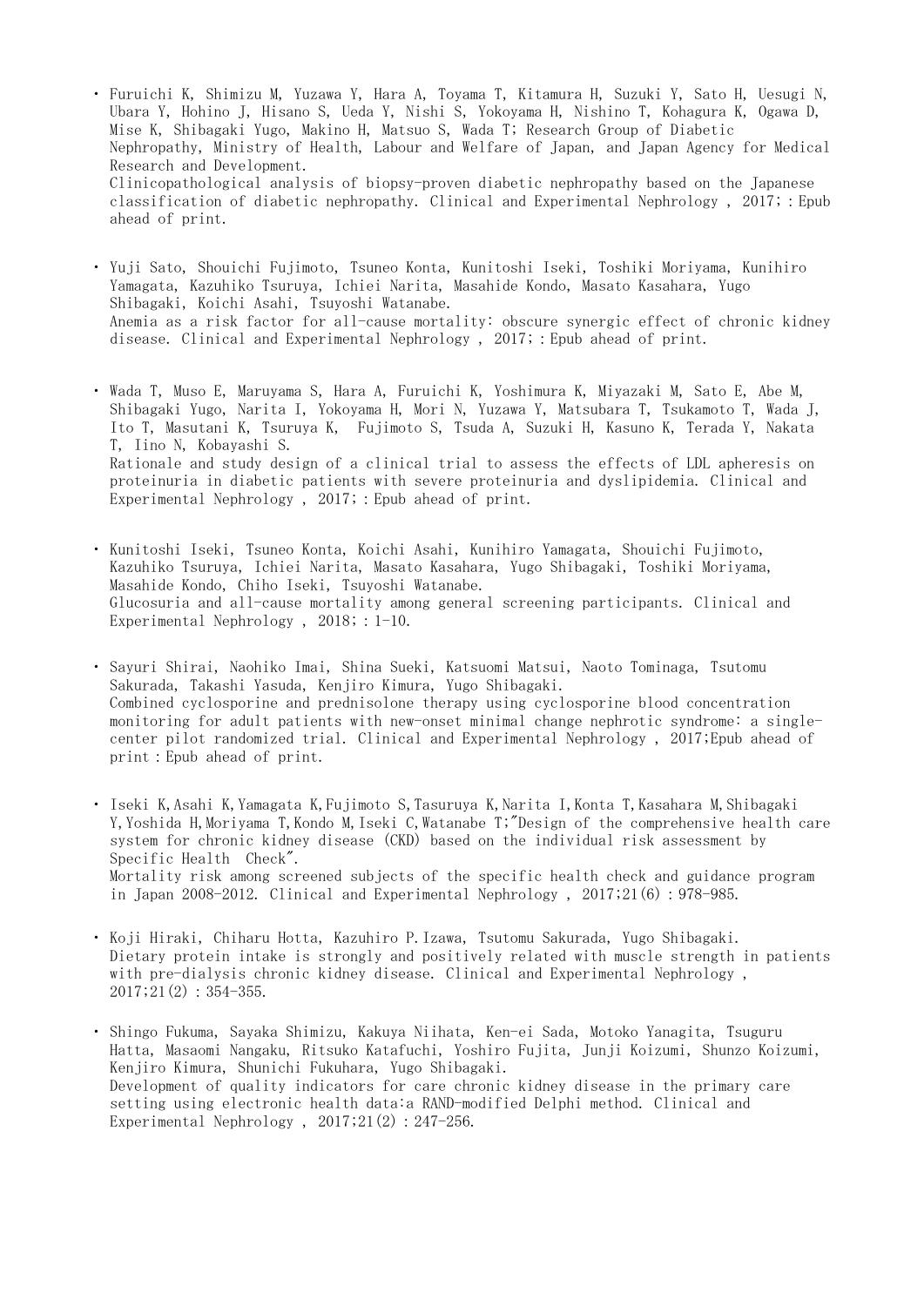- Furuichi K, Shimizu M, Yuzawa Y, Hara A, Toyama T, Kitamura H, Suzuki Y, Sato H, Uesugi N, Ubara Y, Hohino J, Hisano S, Ueda Y, Nishi S, Yokoyama H, Nishino T, Kohagura K, Ogawa D, Mise K, Shibagaki Yugo, Makino H, Matsuo S, Wada T; Research Group of Diabetic Nephropathy, Ministry of Health, Labour and Welfare of Japan, and Japan Agency for Medical Research and Development.
  Clinicopathological analysis of biopsy-proven diabetic nephropathy based on the Japanese classification of diabetic nephropathy. Clinical and Experimental Nephrology , 2017; : Epub ahead of print.

- Yuji Sato, Shouichi Fujimoto, Tsuneo Konta, Kunitoshi Iseki, Toshiki Moriyama, Kunihiro Yamagata, Kazuhiko Tsuruya, Ichiei Narita, Masahide Kondo, Masato Kasahara, Yugo Shibagaki, Koichi Asahi, Tsuyoshi Watanabe.
  Anemia as a risk factor for all-cause mortality: obscure synergic effect of chronic kidney disease. Clinical and Experimental Nephrology , 2017; : Epub ahead of print.

- Wada T, Muso E, Maruyama S, Hara A, Furuichi K, Yoshimura K, Miyazaki M, Sato E, Abe M, Shibagaki Yugo, Narita I, Yokoyama H, Mori N, Yuzawa Y, Matsubara T, Tsukamoto T, Wada J, Ito T, Masutani K, Tsuruya K, Fujimoto S, Tsuda A, Suzuki H, Kasuno K, Terada Y, Nakata T, Iino N, Kobayashi S.
  Rationale and study design of a clinical trial to assess the effects of LDL apheresis on proteinuria in diabetic patients with severe proteinuria and dyslipidemia. Clinical and Experimental Nephrology , 2017; : Epub ahead of print.

- Kunitoshi Iseki, Tsuneo Konta, Koichi Asahi, Kunihiro Yamagata, Shouichi Fujimoto, Kazuhiko Tsuruya, Ichiei Narita, Masato Kasahara, Yugo Shibagaki, Toshiki Moriyama, Masahide Kondo, Chiho Iseki, Tsuyoshi Watanabe.
  Glucosuria and all-cause mortality among general screening participants. Clinical and Experimental Nephrology , 2018; : 1-10.

- Sayuri Shirai, Naohiko Imai, Shina Sueki, Katsuomi Matsui, Naoto Tominaga, Tsutomu Sakurada, Takashi Yasuda, Kenjiro Kimura, Yugo Shibagaki.
  Combined cyclosporine and prednisolone therapy using cyclosporine blood concentration monitoring for adult patients with new-onset minimal change nephrotic syndrome: a single-center pilot randomized trial. Clinical and Experimental Nephrology , 2017;Epub ahead of print : Epub ahead of print.

- Iseki K,Asahi K,Yamagata K,Fujimoto S,Tasuruya K,Narita I,Konta T,Kasahara M,Shibagaki Y,Yoshida H,Moriyama T,Kondo M,Iseki C,Watanabe T;"Design of the comprehensive health care system for chronic kidney disease (CKD) based on the individual risk assessment by Specific Health Check".
  Mortality risk among screened subjects of the specific health check and guidance program in Japan 2008-2012. Clinical and Experimental Nephrology , 2017;21(6) : 978-985.

- Koji Hiraki, Chiharu Hotta, Kazuhiro P.Izawa, Tsutomu Sakurada, Yugo Shibagaki.
  Dietary protein intake is strongly and positively related with muscle strength in patients with pre-dialysis chronic kidney disease. Clinical and Experimental Nephrology , 2017;21(2) : 354-355.

- Shingo Fukuma, Sayaka Shimizu, Kakuya Niihata, Ken-ei Sada, Motoko Yanagita, Tsuguru Hatta, Masaomi Nangaku, Ritsuko Katafuchi, Yoshiro Fujita, Junji Koizumi, Shunzo Koizumi, Kenjiro Kimura, Shunichi Fukuhara, Yugo Shibagaki.
  Development of quality indicators for care chronic kidney disease in the primary care setting using electronic health data:a RAND-modified Delphi method. Clinical and Experimental Nephrology , 2017;21(2) : 247-256.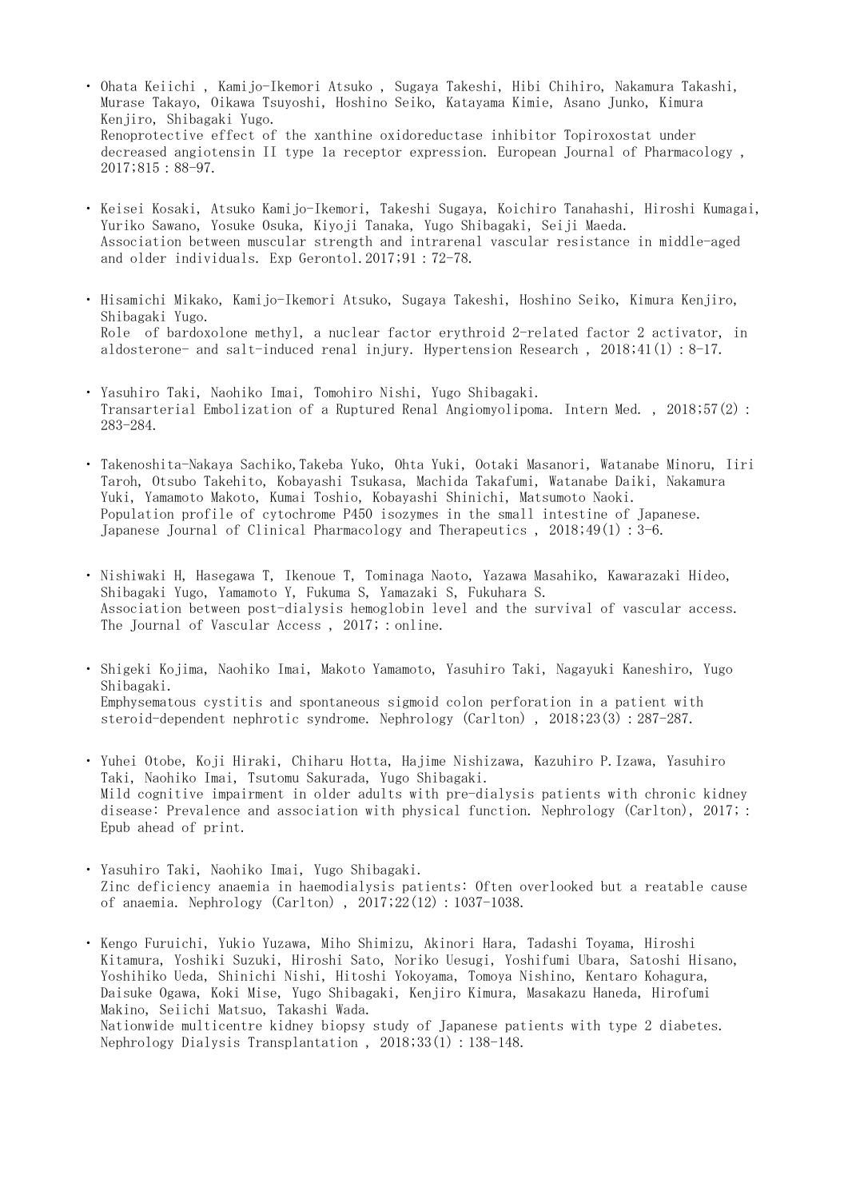- Ohata Keiichi , Kamijo-Ikemori Atsuko , Sugaya Takeshi, Hibi Chihiro, Nakamura Takashi, Murase Takayo, Oikawa Tsuyoshi, Hoshino Seiko, Katayama Kimie, Asano Junko, Kimura Kenjiro, Shibagaki Yugo.
  Renoprotective effect of the xanthine oxidoreductase inhibitor Topiroxostat under decreased angiotensin II type 1a receptor expression. European Journal of Pharmacology , 2017;815：88-97.

- Keisei Kosaki, Atsuko Kamijo-Ikemori, Takeshi Sugaya, Koichiro Tanahashi, Hiroshi Kumagai, Yuriko Sawano, Yosuke Osuka, Kiyoji Tanaka, Yugo Shibagaki, Seiji Maeda.
  Association between muscular strength and intrarenal vascular resistance in middle-aged and older individuals. Exp Gerontol.2017;91：72-78.

- Hisamichi Mikako, Kamijo-Ikemori Atsuko, Sugaya Takeshi, Hoshino Seiko, Kimura Kenjiro, Shibagaki Yugo.
  Role of bardoxolone methyl, a nuclear factor erythroid 2-related factor 2 activator, in aldosterone- and salt-induced renal injury. Hypertension Research , 2018;41(1)：8-17.

- Yasuhiro Taki, Naohiko Imai, Tomohiro Nishi, Yugo Shibagaki.
  Transarterial Embolization of a Ruptured Renal Angiomyolipoma. Intern Med. , 2018;57(2)：283-284.

- Takenoshita-Nakaya Sachiko,Takeba Yuko, Ohta Yuki, Ootaki Masanori, Watanabe Minoru, Iiri Taroh, Otsubo Takehito, Kobayashi Tsukasa, Machida Takafumi, Watanabe Daiki, Nakamura Yuki, Yamamoto Makoto, Kumai Toshio, Kobayashi Shinichi, Matsumoto Naoki.
  Population profile of cytochrome P450 isozymes in the small intestine of Japanese. Japanese Journal of Clinical Pharmacology and Therapeutics , 2018;49(1)：3-6.

- Nishiwaki H, Hasegawa T, Ikenoue T, Tominaga Naoto, Yazawa Masahiko, Kawarazaki Hideo, Shibagaki Yugo, Yamamoto Y, Fukuma S, Yamazaki S, Fukuhara S.
  Association between post-dialysis hemoglobin level and the survival of vascular access. The Journal of Vascular Access , 2017;：online.

- Shigeki Kojima, Naohiko Imai, Makoto Yamamoto, Yasuhiro Taki, Nagayuki Kaneshiro, Yugo Shibagaki.
  Emphysematous cystitis and spontaneous sigmoid colon perforation in a patient with steroid-dependent nephrotic syndrome. Nephrology (Carlton) , 2018;23(3)：287-287.

- Yuhei Otobe, Koji Hiraki, Chiharu Hotta, Hajime Nishizawa, Kazuhiro P.Izawa, Yasuhiro Taki, Naohiko Imai, Tsutomu Sakurada, Yugo Shibagaki.
  Mild cognitive impairment in older adults with pre-dialysis patients with chronic kidney disease: Prevalence and association with physical function. Nephrology (Carlton), 2017;：Epub ahead of print.

- Yasuhiro Taki, Naohiko Imai, Yugo Shibagaki.
  Zinc deficiency anaemia in haemodialysis patients: Often overlooked but a reatable cause of anaemia. Nephrology (Carlton) , 2017;22(12)：1037-1038.

- Kengo Furuichi, Yukio Yuzawa, Miho Shimizu, Akinori Hara, Tadashi Toyama, Hiroshi Kitamura, Yoshiki Suzuki, Hiroshi Sato, Noriko Uesugi, Yoshifumi Ubara, Satoshi Hisano, Yoshihiko Ueda, Shinichi Nishi, Hitoshi Yokoyama, Tomoya Nishino, Kentaro Kohagura, Daisuke Ogawa, Koki Mise, Yugo Shibagaki, Kenjiro Kimura, Masakazu Haneda, Hirofumi Makino, Seiichi Matsuo, Takashi Wada.
  Nationwide multicentre kidney biopsy study of Japanese patients with type 2 diabetes. Nephrology Dialysis Transplantation , 2018;33(1)：138-148.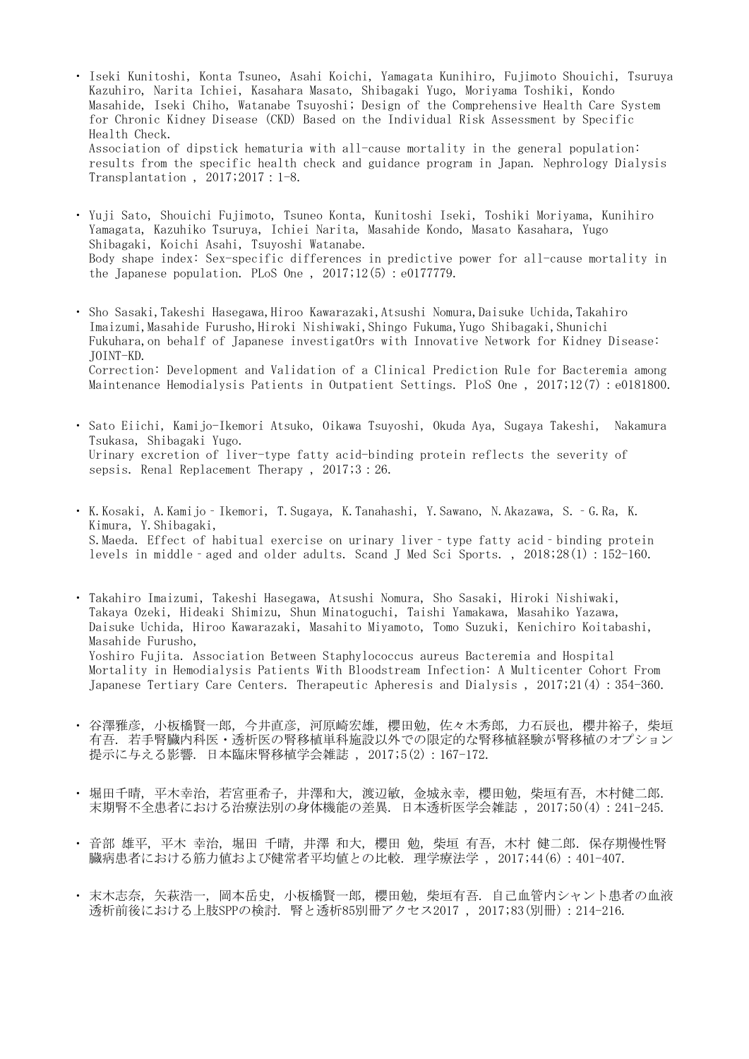- Iseki Kunitoshi, Konta Tsuneo, Asahi Koichi, Yamagata Kunihiro, Fujimoto Shouichi, Tsuruya Kazuhiro, Narita Ichiei, Kasahara Masato, Shibagaki Yugo, Moriyama Toshiki, Kondo Masahide, Iseki Chiho, Watanabe Tsuyoshi; Design of the Comprehensive Health Care System for Chronic Kidney Disease (CKD) Based on the Individual Risk Assessment by Specific Health Check.
  Association of dipstick hematuria with all-cause mortality in the general population: results from the specific health check and guidance program in Japan. Nephrology Dialysis Transplantation , 2017;2017 : 1-8.

- Yuji Sato, Shouichi Fujimoto, Tsuneo Konta, Kunitoshi Iseki, Toshiki Moriyama, Kunihiro Yamagata, Kazuhiko Tsuruya, Ichiei Narita, Masahide Kondo, Masato Kasahara, Yugo Shibagaki, Koichi Asahi, Tsuyoshi Watanabe.
  Body shape index: Sex-specific differences in predictive power for all-cause mortality in the Japanese population. PLoS One , 2017;12(5) : e0177779.

- Sho Sasaki,Takeshi Hasegawa,Hiroo Kawarazaki,Atsushi Nomura,Daisuke Uchida,Takahiro Imaizumi,Masahide Furusho,Hiroki Nishiwaki,Shingo Fukuma,Yugo Shibagaki,Shunichi Fukuhara,on behalf of Japanese investigatOrs with Innovative Network for Kidney Disease: JOINT-KD.
  Correction: Development and Validation of a Clinical Prediction Rule for Bacteremia among Maintenance Hemodialysis Patients in Outpatient Settings. PloS One , 2017;12(7) : e0181800.

- Sato Eiichi, Kamijo-Ikemori Atsuko, Oikawa Tsuyoshi, Okuda Aya, Sugaya Takeshi, Nakamura Tsukasa, Shibagaki Yugo.
  Urinary excretion of liver-type fatty acid-binding protein reflects the severity of sepsis. Renal Replacement Therapy , 2017;3 : 26.

- K.Kosaki, A.Kamijo‐Ikemori, T.Sugaya, K.Tanahashi, Y.Sawano, N.Akazawa, S.‐G.Ra, K. Kimura, Y.Shibagaki,
  S.Maeda. Effect of habitual exercise on urinary liver‐type fatty acid‐binding protein levels in middle‐aged and older adults. Scand J Med Sci Sports. , 2018;28(1) : 152-160.

- Takahiro Imaizumi, Takeshi Hasegawa, Atsushi Nomura, Sho Sasaki, Hiroki Nishiwaki, Takaya Ozeki, Hideaki Shimizu, Shun Minatoguchi, Taishi Yamakawa, Masahiko Yazawa, Daisuke Uchida, Hiroo Kawarazaki, Masahito Miyamoto, Tomo Suzuki, Kenichiro Koitabashi, Masahide Furusho,
  Yoshiro Fujita. Association Between Staphylococcus aureus Bacteremia and Hospital Mortality in Hemodialysis Patients With Bloodstream Infection: A Multicenter Cohort From Japanese Tertiary Care Centers. Therapeutic Apheresis and Dialysis , 2017;21(4) : 354-360.

- 谷澤雅彦, 小板橋賢一郎, 今井直彦, 河原崎宏雄, 櫻田勉, 佐々木秀郎, 力石辰也, 櫻井裕子, 柴垣有吾. 若手腎臓内科医・透析医の腎移植単科施設以外での限定的な腎移植経験が腎移植のオプション提示に与える影響. 日本臨床腎移植学会雑誌 , 2017;5(2) : 167-172.

- 堀田千晴, 平木幸治, 若宮亜希子, 井澤和大, 渡辺敏, 金城永幸, 櫻田勉, 柴垣有吾, 木村健二郎. 末期腎不全患者における治療法別の身体機能の差異. 日本透析医学会雑誌 , 2017;50(4) : 241-245.

- 音部 雄平, 平木 幸治, 堀田 千晴, 井澤 和大, 櫻田 勉, 柴垣 有吾, 木村 健二郎. 保存期慢性腎臓病患者における筋力値および健常者平均値との比較. 理学療法学 , 2017;44(6) : 401-407.

- 末木志奈, 矢萩浩一, 岡本岳史, 小板橋賢一郎, 櫻田勉, 柴垣有吾. 自己血管内シャント患者の血液透析前後における上肢SPPの検討. 腎と透析85別冊アクセス2017 , 2017;83(別冊) : 214-216.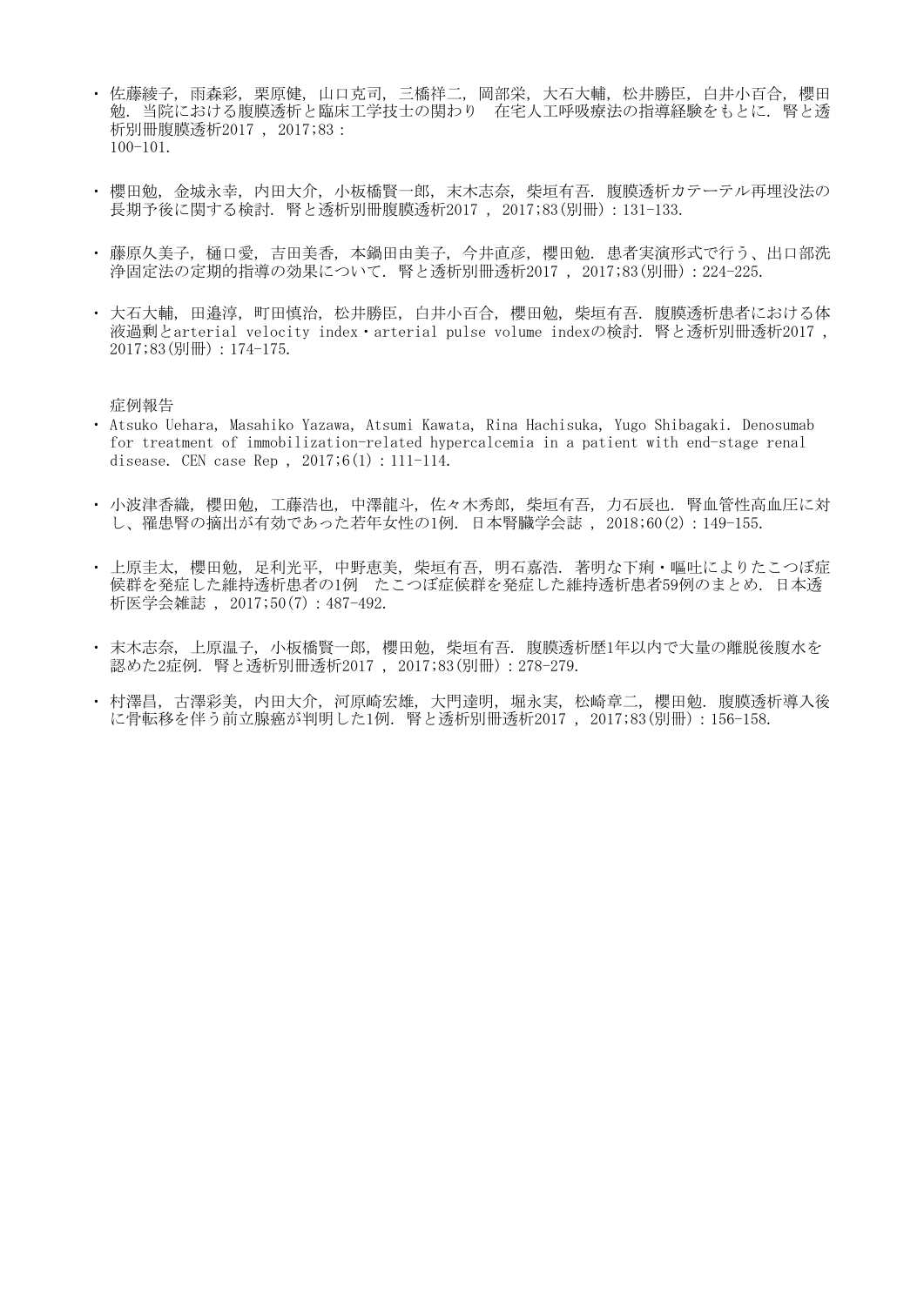- 佐藤綾子, 雨森彩, 栗原健, 山口克司, 三橋祥二, 岡部栄, 大石大輔, 松井勝臣, 白井小百合, 櫻田勉. 当院における腹膜透析と臨床工学技士の関わり　在宅人工呼吸療法の指導経験をもとに. 腎と透析別冊腹膜透析2017 , 2017;83 : 100-101.

- 櫻田勉, 金城永幸, 内田大介, 小板橋賢一郎, 末木志奈, 柴垣有吾. 腹膜透析カテーテル再埋没法の長期予後に関する検討. 腎と透析別冊腹膜透析2017 , 2017;83(別冊) : 131-133.

- 藤原久美子, 樋口愛, 吉田美香, 本鍋田由美子, 今井直彦, 櫻田勉. 患者実演形式で行う、出口部洗浄固定法の定期的指導の効果について. 腎と透析別冊透析2017 , 2017;83(別冊) : 224-225.

- 大石大輔, 田邉淳, 町田慎治, 松井勝臣, 白井小百合, 櫻田勉, 柴垣有吾. 腹膜透析患者における体液過剰とarterial velocity index・arterial pulse volume indexの検討. 腎と透析別冊透析2017 , 2017;83(別冊) : 174-175.

症例報告

- Atsuko Uehara, Masahiko Yazawa, Atsumi Kawata, Rina Hachisuka, Yugo Shibagaki. Denosumab for treatment of immobilization-related hypercalcemia in a patient with end-stage renal disease. CEN case Rep , 2017;6(1) : 111-114.

- 小波津香織, 櫻田勉, 工藤浩也, 中澤龍斗, 佐々木秀郎, 柴垣有吾, 力石辰也. 腎血管性高血圧に対し、罹患腎の摘出が有効であった若年女性の1例. 日本腎臓学会誌 , 2018;60(2) : 149-155.

- 上原圭太, 櫻田勉, 足利光平, 中野恵美, 柴垣有吾, 明石嘉浩. 著明な下痢・嘔吐によりたこつぼ症候群を発症した維持透析患者の1例　たこつぼ症候群を発症した維持透析患者59例のまとめ. 日本透析医学会雑誌 , 2017;50(7) : 487-492.

- 末木志奈, 上原温子, 小板橋賢一郎, 櫻田勉, 柴垣有吾. 腹膜透析歴1年以内で大量の離脱後腹水を認めた2症例. 腎と透析別冊透析2017 , 2017;83(別冊) : 278-279.

- 村澤昌, 古澤彩美, 内田大介, 河原崎宏雄, 大門達明, 堀永実, 松崎章二, 櫻田勉. 腹膜透析導入後に骨転移を伴う前立腺癌が判明した1例. 腎と透析別冊透析2017 , 2017;83(別冊) : 156-158.